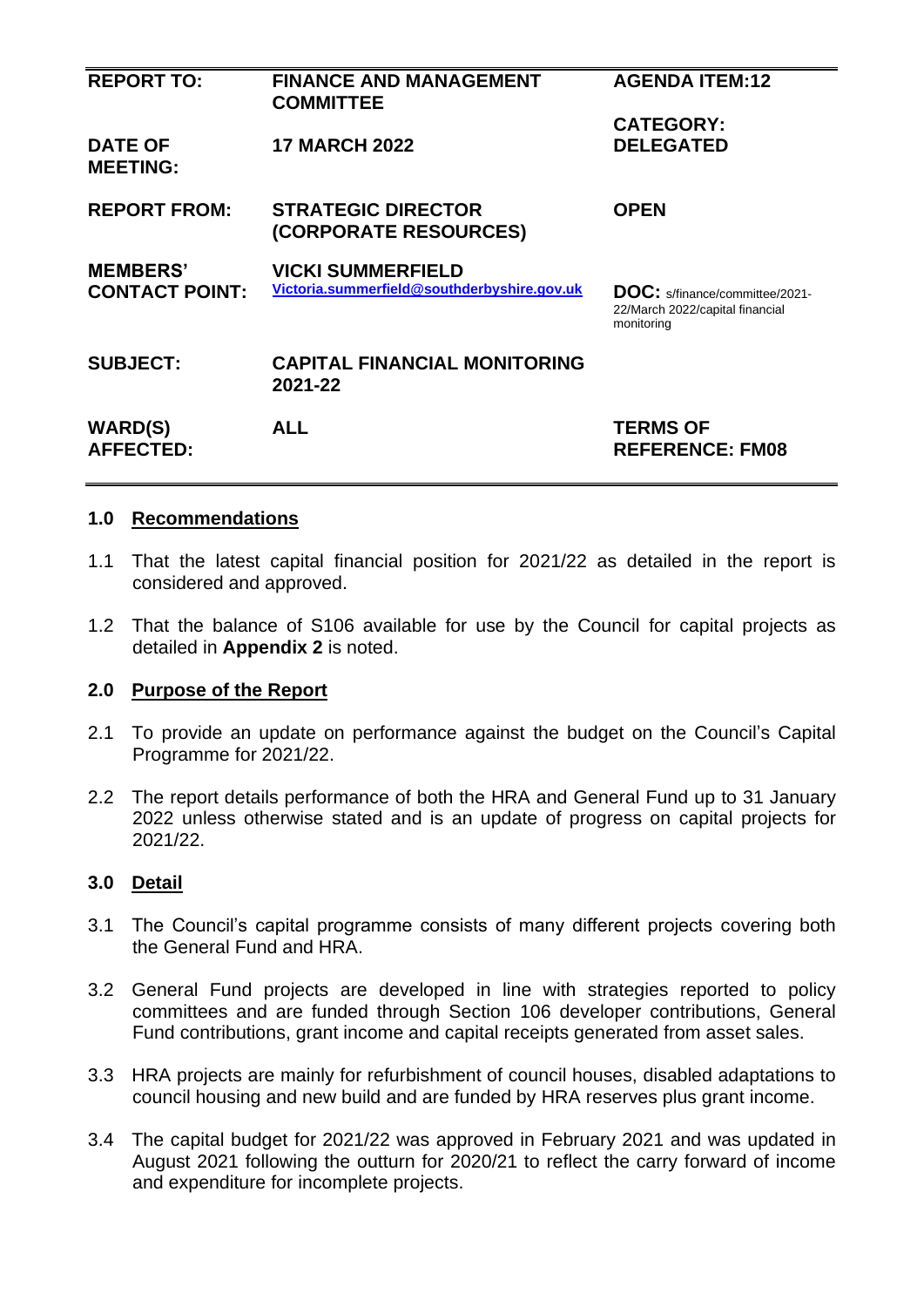| REPORT TO: | FINANCE AND MANAGEMENT COMMITTEE | AGENDA ITEM:12 |
| --- | --- | --- |
| DATE OF MEETING: | 17 MARCH 2022 | CATEGORY: DELEGATED |
| REPORT FROM: | STRATEGIC DIRECTOR (CORPORATE RESOURCES) | OPEN |
| MEMBERS' CONTACT POINT: | VICKI SUMMERFIELD Victoria.summerfield@southderbyshire.gov.uk | DOC: s/finance/committee/2021-22/March 2022/capital financial monitoring |
| SUBJECT: | CAPITAL FINANCIAL MONITORING 2021-22 | |
| WARD(S) AFFECTED: | ALL | TERMS OF REFERENCE: FM08 |

## 1.0 Recommendations

1.1 That the latest capital financial position for 2021/22 as detailed in the report is considered and approved.

1.2 That the balance of S106 available for use by the Council for capital projects as detailed in **Appendix 2** is noted.

## 2.0 Purpose of the Report

2.1 To provide an update on performance against the budget on the Council's Capital Programme for 2021/22.

2.2 The report details performance of both the HRA and General Fund up to 31 January 2022 unless otherwise stated and is an update of progress on capital projects for 2021/22.

## 3.0 Detail

3.1 The Council's capital programme consists of many different projects covering both the General Fund and HRA.

3.2 General Fund projects are developed in line with strategies reported to policy committees and are funded through Section 106 developer contributions, General Fund contributions, grant income and capital receipts generated from asset sales.

3.3 HRA projects are mainly for refurbishment of council houses, disabled adaptations to council housing and new build and are funded by HRA reserves plus grant income.

3.4 The capital budget for 2021/22 was approved in February 2021 and was updated in August 2021 following the outturn for 2020/21 to reflect the carry forward of income and expenditure for incomplete projects.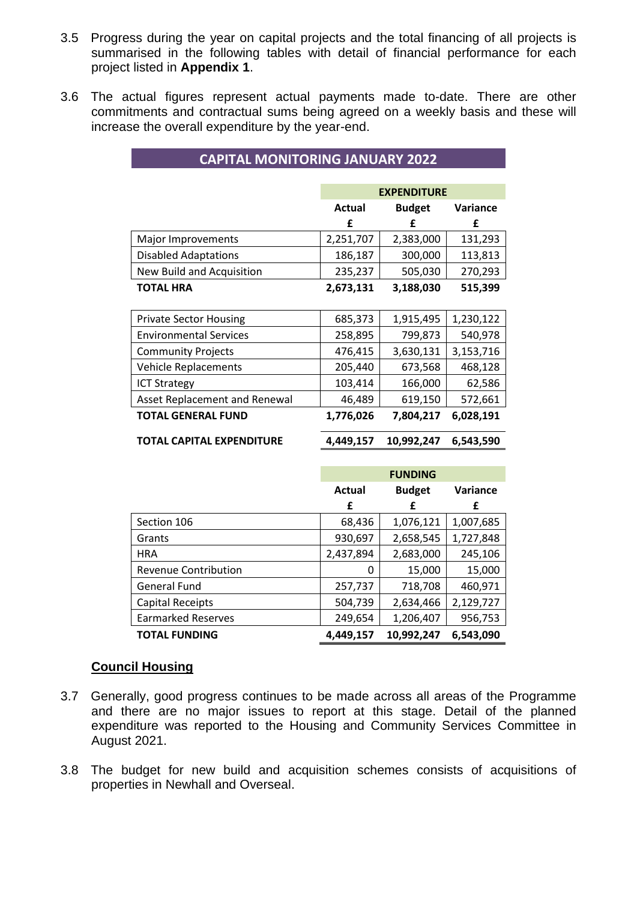3.5 Progress during the year on capital projects and the total financing of all projects is summarised in the following tables with detail of financial performance for each project listed in **Appendix 1**.

3.6 The actual figures represent actual payments made to-date. There are other commitments and contractual sums being agreed on a weekly basis and these will increase the overall expenditure by the year-end.

**CAPITAL MONITORING JANUARY 2022**

| | EXPENDITURE | | |
|---|---|---|---|
| | **Actual** | **Budget** | **Variance** |
| | **£** | **£** | **£** |
| Major Improvements | 2,251,707 | 2,383,000 | 131,293 |
| Disabled Adaptations | 186,187 | 300,000 | 113,813 |
| New Build and Acquisition | 235,237 | 505,030 | 270,293 |
| **TOTAL HRA** | **2,673,131** | **3,188,030** | **515,399** |
| Private Sector Housing | 685,373 | 1,915,495 | 1,230,122 |
| Environmental Services | 258,895 | 799,873 | 540,978 |
| Community Projects | 476,415 | 3,630,131 | 3,153,716 |
| Vehicle Replacements | 205,440 | 673,568 | 468,128 |
| ICT Strategy | 103,414 | 166,000 | 62,586 |
| Asset Replacement and Renewal | 46,489 | 619,150 | 572,661 |
| **TOTAL GENERAL FUND** | **1,776,026** | **7,804,217** | **6,028,191** |
| **TOTAL CAPITAL EXPENDITURE** | **4,449,157** | **10,992,247** | **6,543,590** |

| | FUNDING | | |
|---|---|---|---|
| | **Actual** | **Budget** | **Variance** |
| | **£** | **£** | **£** |
| Section 106 | 68,436 | 1,076,121 | 1,007,685 |
| Grants | 930,697 | 2,658,545 | 1,727,848 |
| HRA | 2,437,894 | 2,683,000 | 245,106 |
| Revenue Contribution | 0 | 15,000 | 15,000 |
| General Fund | 257,737 | 718,708 | 460,971 |
| Capital Receipts | 504,739 | 2,634,466 | 2,129,727 |
| Earmarked Reserves | 249,654 | 1,206,407 | 956,753 |
| **TOTAL FUNDING** | **4,449,157** | **10,992,247** | **6,543,090** |

## Council Housing

3.7 Generally, good progress continues to be made across all areas of the Programme and there are no major issues to report at this stage. Detail of the planned expenditure was reported to the Housing and Community Services Committee in August 2021.

3.8 The budget for new build and acquisition schemes consists of acquisitions of properties in Newhall and Overseal.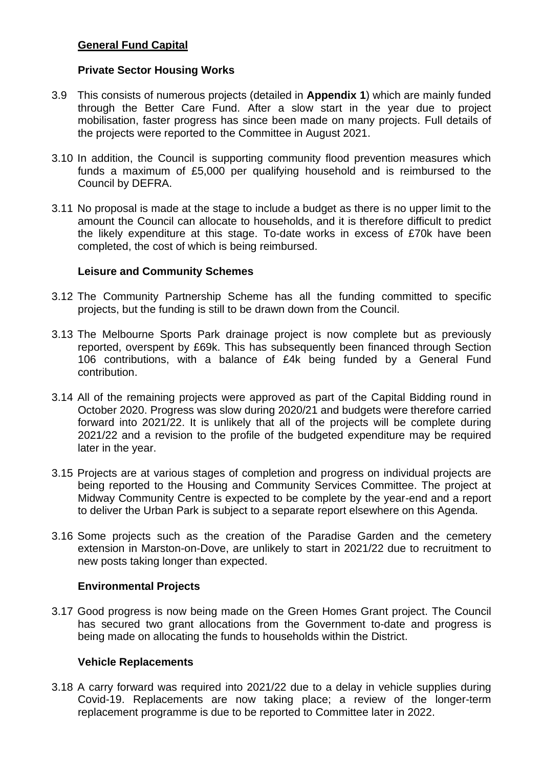## General Fund Capital

### Private Sector Housing Works

3.9 This consists of numerous projects (detailed in **Appendix 1**) which are mainly funded through the Better Care Fund. After a slow start in the year due to project mobilisation, faster progress has since been made on many projects. Full details of the projects were reported to the Committee in August 2021.

3.10 In addition, the Council is supporting community flood prevention measures which funds a maximum of £5,000 per qualifying household and is reimbursed to the Council by DEFRA.

3.11 No proposal is made at the stage to include a budget as there is no upper limit to the amount the Council can allocate to households, and it is therefore difficult to predict the likely expenditure at this stage. To-date works in excess of £70k have been completed, the cost of which is being reimbursed.

### Leisure and Community Schemes

3.12 The Community Partnership Scheme has all the funding committed to specific projects, but the funding is still to be drawn down from the Council.

3.13 The Melbourne Sports Park drainage project is now complete but as previously reported, overspent by £69k. This has subsequently been financed through Section 106 contributions, with a balance of £4k being funded by a General Fund contribution.

3.14 All of the remaining projects were approved as part of the Capital Bidding round in October 2020. Progress was slow during 2020/21 and budgets were therefore carried forward into 2021/22. It is unlikely that all of the projects will be complete during 2021/22 and a revision to the profile of the budgeted expenditure may be required later in the year.

3.15 Projects are at various stages of completion and progress on individual projects are being reported to the Housing and Community Services Committee. The project at Midway Community Centre is expected to be complete by the year-end and a report to deliver the Urban Park is subject to a separate report elsewhere on this Agenda.

3.16 Some projects such as the creation of the Paradise Garden and the cemetery extension in Marston-on-Dove, are unlikely to start in 2021/22 due to recruitment to new posts taking longer than expected.

### Environmental Projects

3.17 Good progress is now being made on the Green Homes Grant project. The Council has secured two grant allocations from the Government to-date and progress is being made on allocating the funds to households within the District.

### Vehicle Replacements

3.18 A carry forward was required into 2021/22 due to a delay in vehicle supplies during Covid-19. Replacements are now taking place; a review of the longer-term replacement programme is due to be reported to Committee later in 2022.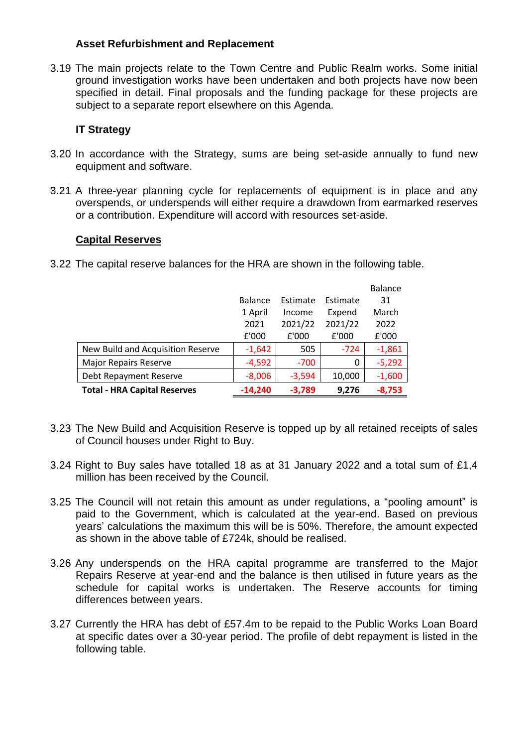### Asset Refurbishment and Replacement

3.19 The main projects relate to the Town Centre and Public Realm works. Some initial ground investigation works have been undertaken and both projects have now been specified in detail. Final proposals and the funding package for these projects are subject to a separate report elsewhere on this Agenda.

### IT Strategy

3.20 In accordance with the Strategy, sums are being set-aside annually to fund new equipment and software.

3.21 A three-year planning cycle for replacements of equipment is in place and any overspends, or underspends will either require a drawdown from earmarked reserves or a contribution. Expenditure will accord with resources set-aside.

### Capital Reserves

3.22 The capital reserve balances for the HRA are shown in the following table.

| | Balance 1 April 2021 £'000 | Estimate Income 2021/22 £'000 | Estimate Expend 2021/22 £'000 | Balance 31 March 2022 £'000 |
|---|---|---|---|---|
| New Build and Acquisition Reserve | -1,642 | 505 | -724 | -1,861 |
| Major Repairs Reserve | -4,592 | -700 | 0 | -5,292 |
| Debt Repayment Reserve | -8,006 | -3,594 | 10,000 | -1,600 |
| **Total - HRA Capital Reserves** | **-14,240** | **-3,789** | **9,276** | **-8,753** |

3.23 The New Build and Acquisition Reserve is topped up by all retained receipts of sales of Council houses under Right to Buy.

3.24 Right to Buy sales have totalled 18 as at 31 January 2022 and a total sum of £1,4 million has been received by the Council.

3.25 The Council will not retain this amount as under regulations, a "pooling amount" is paid to the Government, which is calculated at the year-end. Based on previous years' calculations the maximum this will be is 50%. Therefore, the amount expected as shown in the above table of £724k, should be realised.

3.26 Any underspends on the HRA capital programme are transferred to the Major Repairs Reserve at year-end and the balance is then utilised in future years as the schedule for capital works is undertaken. The Reserve accounts for timing differences between years.

3.27 Currently the HRA has debt of £57.4m to be repaid to the Public Works Loan Board at specific dates over a 30-year period. The profile of debt repayment is listed in the following table.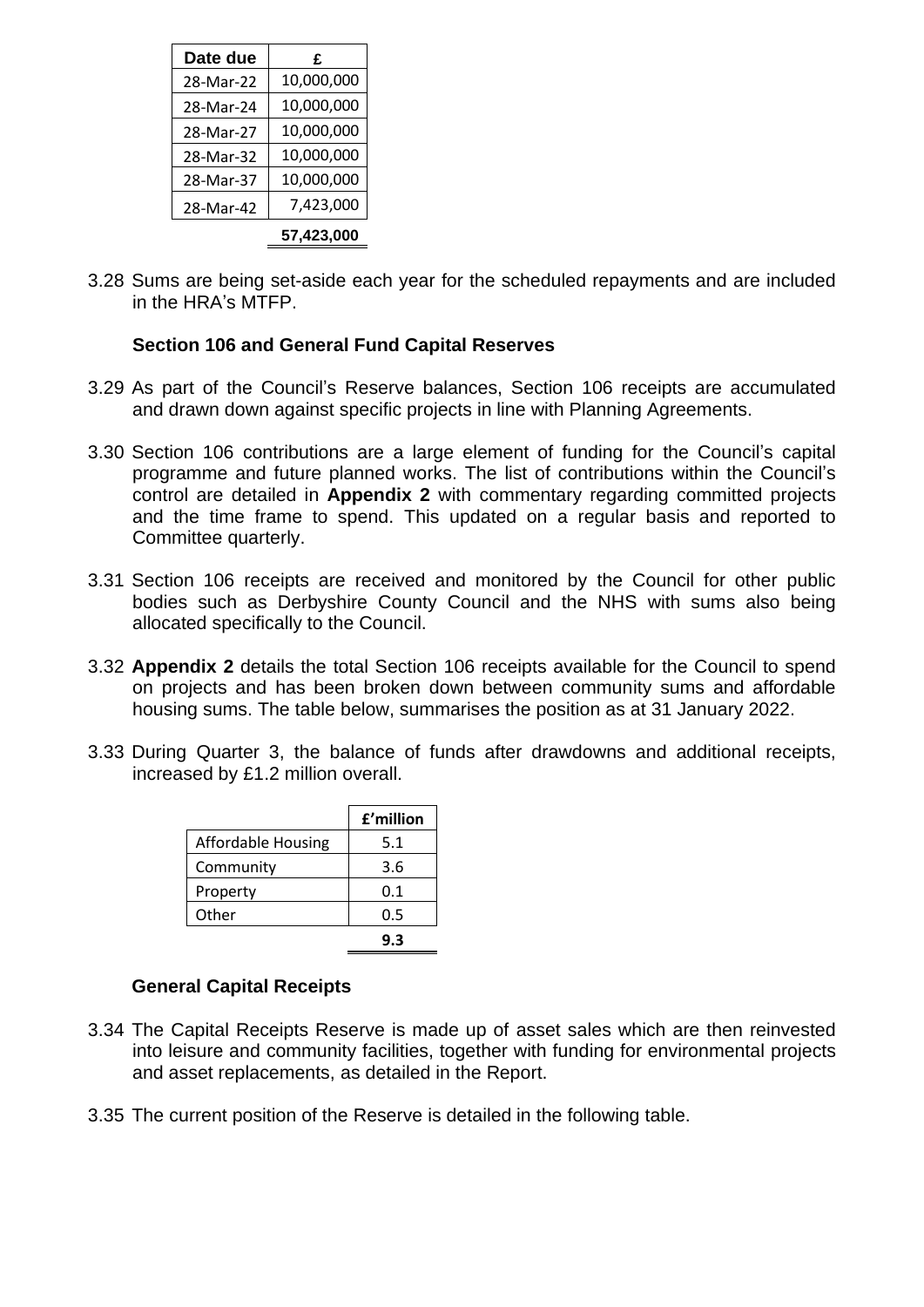| Date due | £ |
|---|---|
| 28-Mar-22 | 10,000,000 |
| 28-Mar-24 | 10,000,000 |
| 28-Mar-27 | 10,000,000 |
| 28-Mar-32 | 10,000,000 |
| 28-Mar-37 | 10,000,000 |
| 28-Mar-42 | 7,423,000 |
| | **57,423,000** |

3.28 Sums are being set-aside each year for the scheduled repayments and are included in the HRA's MTFP.

### Section 106 and General Fund Capital Reserves

3.29 As part of the Council's Reserve balances, Section 106 receipts are accumulated and drawn down against specific projects in line with Planning Agreements.

3.30 Section 106 contributions are a large element of funding for the Council's capital programme and future planned works. The list of contributions within the Council's control are detailed in **Appendix 2** with commentary regarding committed projects and the time frame to spend. This updated on a regular basis and reported to Committee quarterly.

3.31 Section 106 receipts are received and monitored by the Council for other public bodies such as Derbyshire County Council and the NHS with sums also being allocated specifically to the Council.

3.32 **Appendix 2** details the total Section 106 receipts available for the Council to spend on projects and has been broken down between community sums and affordable housing sums. The table below, summarises the position as at 31 January 2022.

3.33 During Quarter 3, the balance of funds after drawdowns and additional receipts, increased by £1.2 million overall.

| | £'million |
|---|---|
| Affordable Housing | 5.1 |
| Community | 3.6 |
| Property | 0.1 |
| Other | 0.5 |
| | **9.3** |

### General Capital Receipts

3.34 The Capital Receipts Reserve is made up of asset sales which are then reinvested into leisure and community facilities, together with funding for environmental projects and asset replacements, as detailed in the Report.

3.35 The current position of the Reserve is detailed in the following table.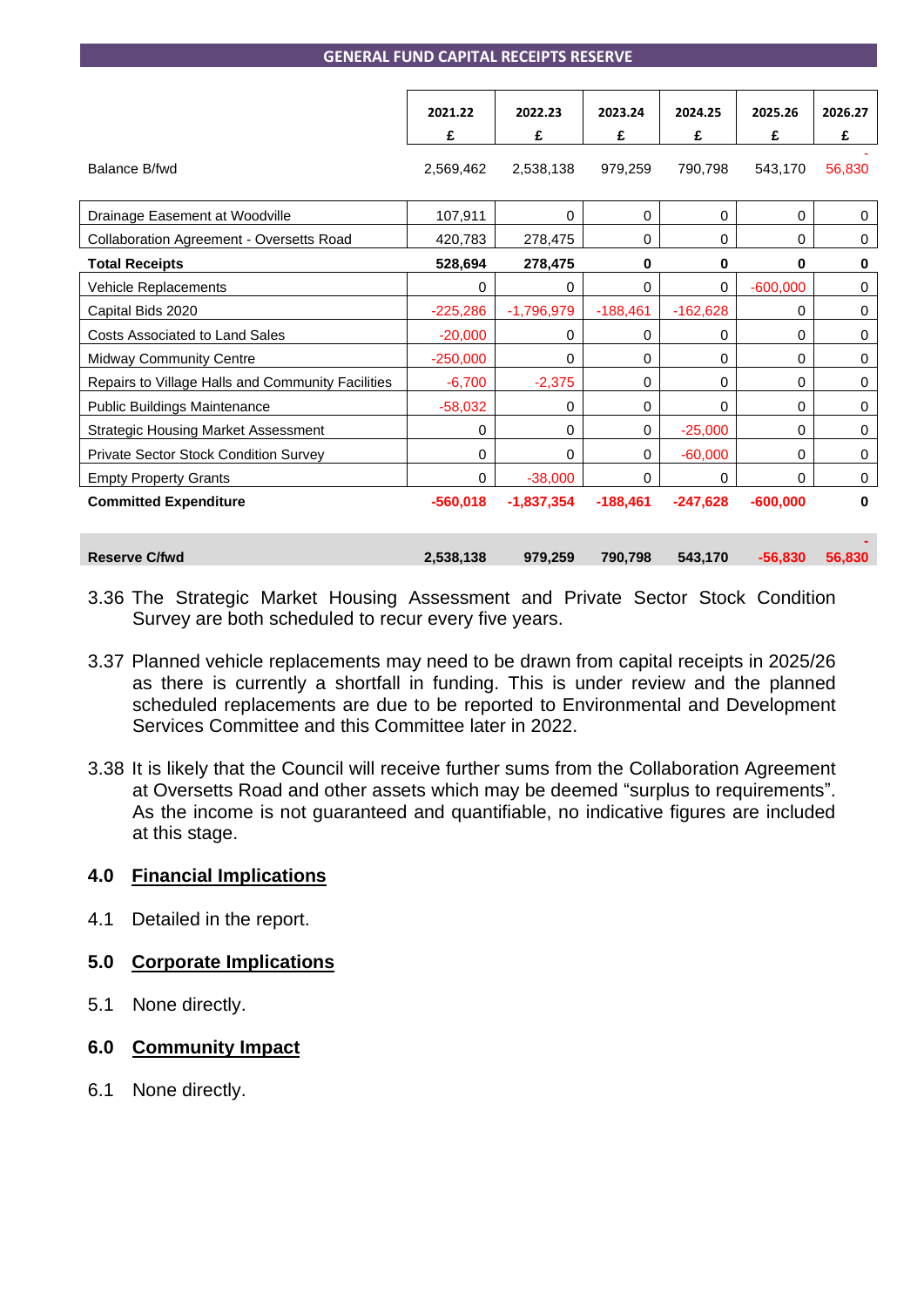**GENERAL FUND CAPITAL RECEIPTS RESERVE**

| | 2021.22 £ | 2022.23 £ | 2023.24 £ | 2024.25 £ | 2025.26 £ | 2026.27 £ |
|---|---|---|---|---|---|---|
| Balance B/fwd | 2,569,462 | 2,538,138 | 979,259 | 790,798 | 543,170 | -56,830 |
| Drainage Easement at Woodville | 107,911 | 0 | 0 | 0 | 0 | 0 |
| Collaboration Agreement - Oversetts Road | 420,783 | 278,475 | 0 | 0 | 0 | 0 |
| **Total Receipts** | **528,694** | **278,475** | **0** | **0** | **0** | **0** |
| Vehicle Replacements | 0 | 0 | 0 | 0 | -600,000 | 0 |
| Capital Bids 2020 | -225,286 | -1,796,979 | -188,461 | -162,628 | 0 | 0 |
| Costs Associated to Land Sales | -20,000 | 0 | 0 | 0 | 0 | 0 |
| Midway Community Centre | -250,000 | 0 | 0 | 0 | 0 | 0 |
| Repairs to Village Halls and Community Facilities | -6,700 | -2,375 | 0 | 0 | 0 | 0 |
| Public Buildings Maintenance | -58,032 | 0 | 0 | 0 | 0 | 0 |
| Strategic Housing Market Assessment | 0 | 0 | 0 | -25,000 | 0 | 0 |
| Private Sector Stock Condition Survey | 0 | 0 | 0 | -60,000 | 0 | 0 |
| Empty Property Grants | 0 | -38,000 | 0 | 0 | 0 | 0 |
| **Committed Expenditure** | **-560,018** | **-1,837,354** | **-188,461** | **-247,628** | **-600,000** | **0** |
| **Reserve C/fwd** | **2,538,138** | **979,259** | **790,798** | **543,170** | **-56,830** | **-56,830** |

3.36 The Strategic Market Housing Assessment and Private Sector Stock Condition Survey are both scheduled to recur every five years.

3.37 Planned vehicle replacements may need to be drawn from capital receipts in 2025/26 as there is currently a shortfall in funding. This is under review and the planned scheduled replacements are due to be reported to Environmental and Development Services Committee and this Committee later in 2022.

3.38 It is likely that the Council will receive further sums from the Collaboration Agreement at Oversetts Road and other assets which may be deemed "surplus to requirements". As the income is not guaranteed and quantifiable, no indicative figures are included at this stage.

## 4.0 Financial Implications

4.1 Detailed in the report.

## 5.0 Corporate Implications

5.1 None directly.

## 6.0 Community Impact

6.1 None directly.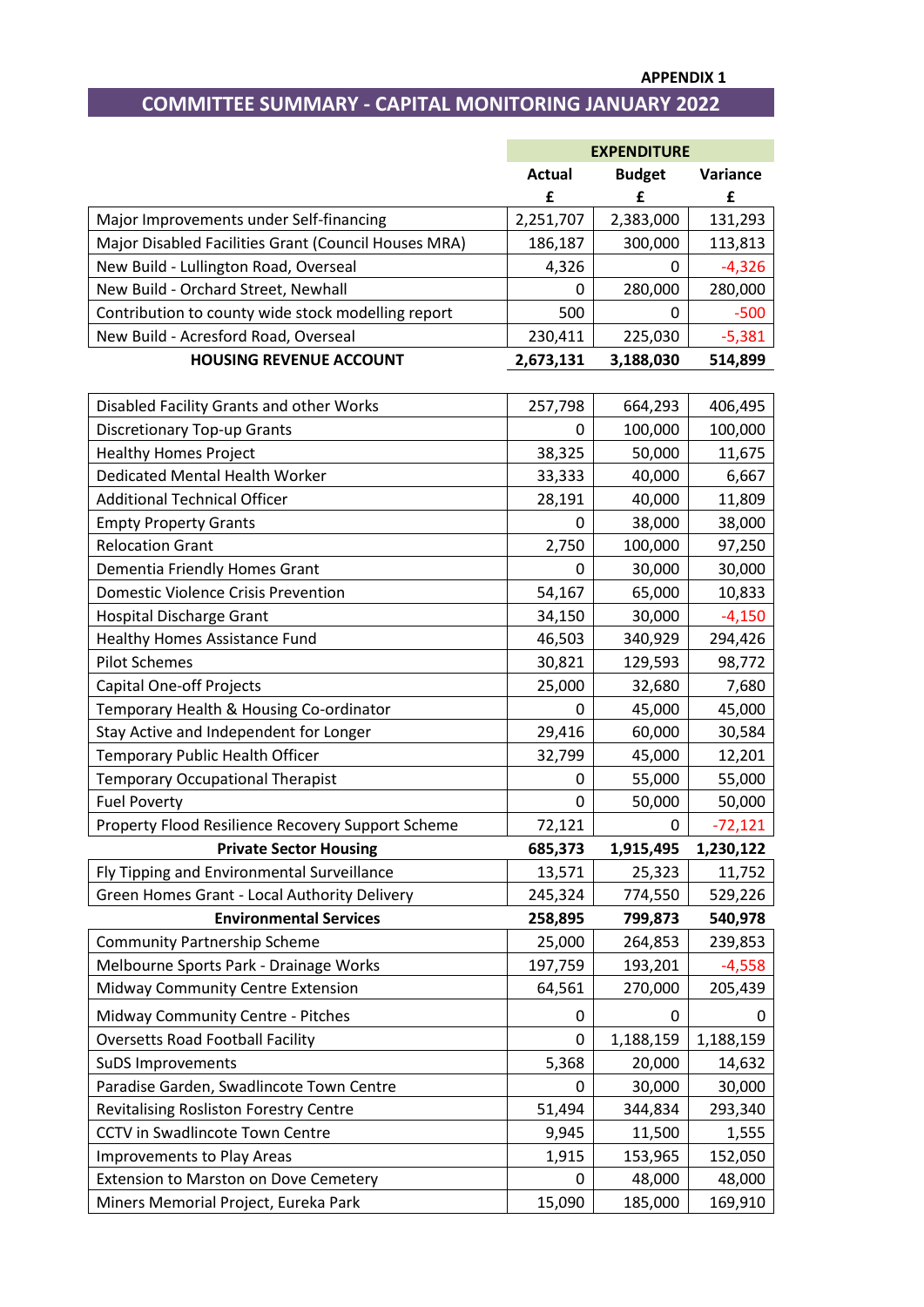**APPENDIX 1**

## COMMITTEE SUMMARY - CAPITAL MONITORING JANUARY 2022

| | EXPENDITURE | | |
|---|---|---|---|
| | Actual | Budget | Variance |
| | £ | £ | £ |
| Major Improvements under Self-financing | 2,251,707 | 2,383,000 | 131,293 |
| Major Disabled Facilities Grant (Council Houses MRA) | 186,187 | 300,000 | 113,813 |
| New Build - Lullington Road, Overseal | 4,326 | 0 | -4,326 |
| New Build - Orchard Street, Newhall | 0 | 280,000 | 280,000 |
| Contribution to county wide stock modelling report | 500 | 0 | -500 |
| New Build - Acresford Road, Overseal | 230,411 | 225,030 | -5,381 |
| **HOUSING REVENUE ACCOUNT** | **2,673,131** | **3,188,030** | **514,899** |
| | | | |
| Disabled Facility Grants and other Works | 257,798 | 664,293 | 406,495 |
| Discretionary Top-up Grants | 0 | 100,000 | 100,000 |
| Healthy Homes Project | 38,325 | 50,000 | 11,675 |
| Dedicated Mental Health Worker | 33,333 | 40,000 | 6,667 |
| Additional Technical Officer | 28,191 | 40,000 | 11,809 |
| Empty Property Grants | 0 | 38,000 | 38,000 |
| Relocation Grant | 2,750 | 100,000 | 97,250 |
| Dementia Friendly Homes Grant | 0 | 30,000 | 30,000 |
| Domestic Violence Crisis Prevention | 54,167 | 65,000 | 10,833 |
| Hospital Discharge Grant | 34,150 | 30,000 | -4,150 |
| Healthy Homes Assistance Fund | 46,503 | 340,929 | 294,426 |
| Pilot Schemes | 30,821 | 129,593 | 98,772 |
| Capital One-off Projects | 25,000 | 32,680 | 7,680 |
| Temporary Health & Housing Co-ordinator | 0 | 45,000 | 45,000 |
| Stay Active and Independent for Longer | 29,416 | 60,000 | 30,584 |
| Temporary Public Health Officer | 32,799 | 45,000 | 12,201 |
| Temporary Occupational Therapist | 0 | 55,000 | 55,000 |
| Fuel Poverty | 0 | 50,000 | 50,000 |
| Property Flood Resilience Recovery Support Scheme | 72,121 | 0 | -72,121 |
| **Private Sector Housing** | **685,373** | **1,915,495** | **1,230,122** |
| Fly Tipping and Environmental Surveillance | 13,571 | 25,323 | 11,752 |
| Green Homes Grant - Local Authority Delivery | 245,324 | 774,550 | 529,226 |
| **Environmental Services** | **258,895** | **799,873** | **540,978** |
| Community Partnership Scheme | 25,000 | 264,853 | 239,853 |
| Melbourne Sports Park - Drainage Works | 197,759 | 193,201 | -4,558 |
| Midway Community Centre Extension | 64,561 | 270,000 | 205,439 |
| Midway Community Centre - Pitches | 0 | 0 | 0 |
| Oversetts Road Football Facility | 0 | 1,188,159 | 1,188,159 |
| SuDS Improvements | 5,368 | 20,000 | 14,632 |
| Paradise Garden, Swadlincote Town Centre | 0 | 30,000 | 30,000 |
| Revitalising Rosliston Forestry Centre | 51,494 | 344,834 | 293,340 |
| CCTV in Swadlincote Town Centre | 9,945 | 11,500 | 1,555 |
| Improvements to Play Areas | 1,915 | 153,965 | 152,050 |
| Extension to Marston on Dove Cemetery | 0 | 48,000 | 48,000 |
| Miners Memorial Project, Eureka Park | 15,090 | 185,000 | 169,910 |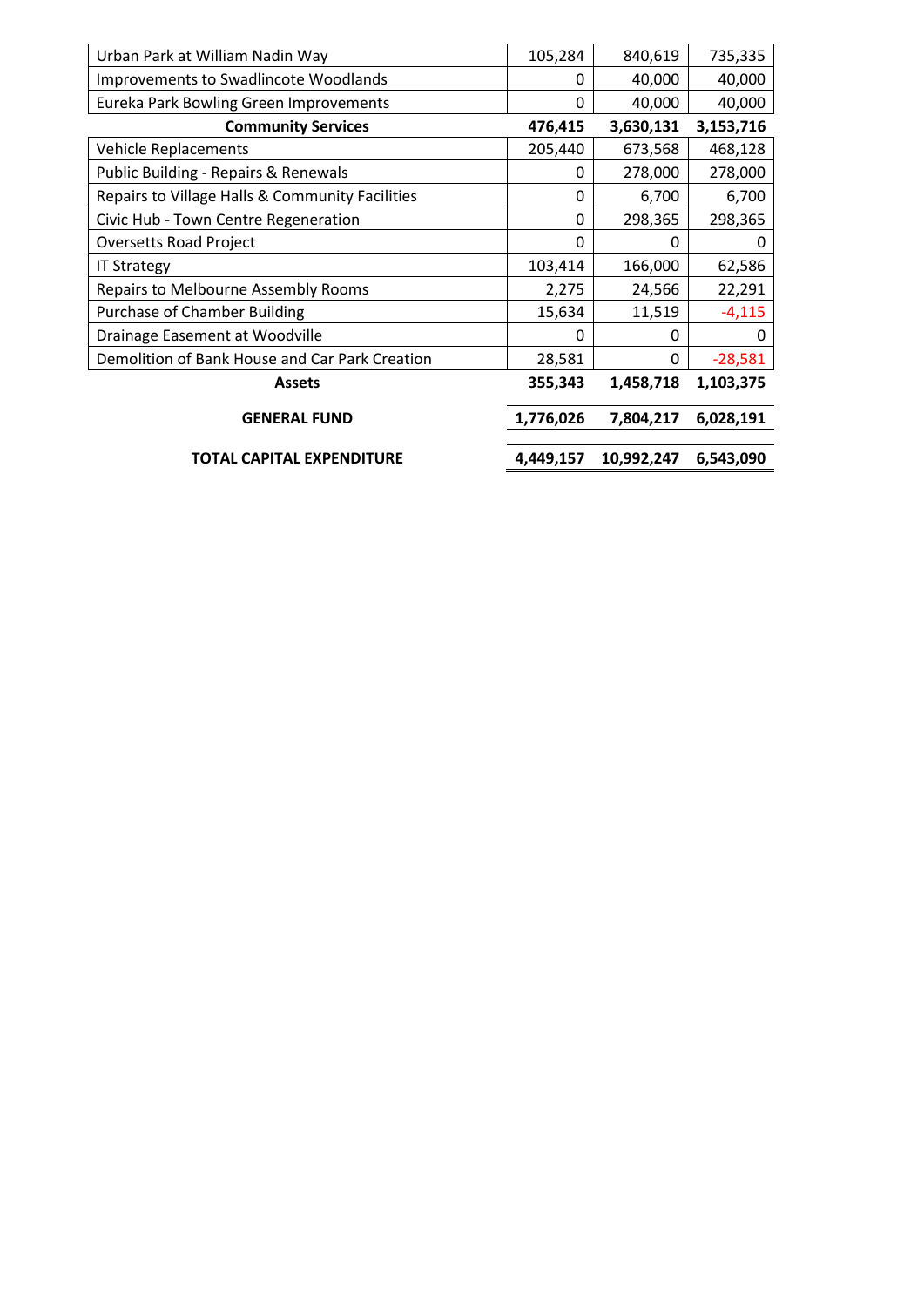| | | | |
|---|---|---|---|
| Urban Park at William Nadin Way | 105,284 | 840,619 | 735,335 |
| Improvements to Swadlincote Woodlands | 0 | 40,000 | 40,000 |
| Eureka Park Bowling Green Improvements | 0 | 40,000 | 40,000 |
| **Community Services** | **476,415** | **3,630,131** | **3,153,716** |
| Vehicle Replacements | 205,440 | 673,568 | 468,128 |
| Public Building - Repairs & Renewals | 0 | 278,000 | 278,000 |
| Repairs to Village Halls & Community Facilities | 0 | 6,700 | 6,700 |
| Civic Hub - Town Centre Regeneration | 0 | 298,365 | 298,365 |
| Oversetts Road Project | 0 | 0 | 0 |
| IT Strategy | 103,414 | 166,000 | 62,586 |
| Repairs to Melbourne Assembly Rooms | 2,275 | 24,566 | 22,291 |
| Purchase of Chamber Building | 15,634 | 11,519 | -4,115 |
| Drainage Easement at Woodville | 0 | 0 | 0 |
| Demolition of Bank House and Car Park Creation | 28,581 | 0 | -28,581 |
| **Assets** | **355,343** | **1,458,718** | **1,103,375** |
| **GENERAL FUND** | **1,776,026** | **7,804,217** | **6,028,191** |
| **TOTAL CAPITAL EXPENDITURE** | **4,449,157** | **10,992,247** | **6,543,090** |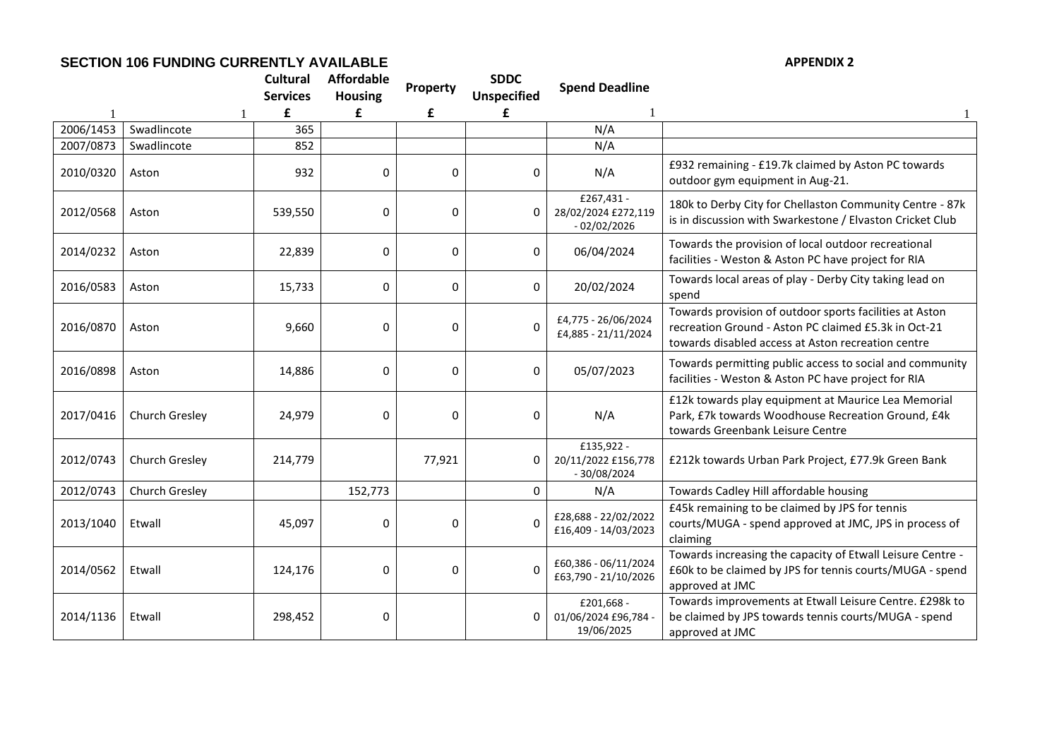**SECTION 106 FUNDING CURRENTLY AVAILABLE**

**APPENDIX 2**

| 1 | 1 | Cultural Services £ | Affordable Housing £ | Property £ | SDDC Unspecified £ | Spend Deadline 1 | 1 |
|---|---|---|---|---|---|---|---|
| 2006/1453 | Swadlincote | 365 | | | | N/A | |
| 2007/0873 | Swadlincote | 852 | | | | N/A | |
| 2010/0320 | Aston | 932 | 0 | 0 | 0 | N/A | £932 remaining - £19.7k claimed by Aston PC towards outdoor gym equipment in Aug-21. |
| 2012/0568 | Aston | 539,550 | 0 | 0 | 0 | £267,431 - 28/02/2024 £272,119 - 02/02/2026 | 180k to Derby City for Chellaston Community Centre - 87k is in discussion with Swarkestone / Elvaston Cricket Club |
| 2014/0232 | Aston | 22,839 | 0 | 0 | 0 | 06/04/2024 | Towards the provision of local outdoor recreational facilities - Weston & Aston PC have project for RIA |
| 2016/0583 | Aston | 15,733 | 0 | 0 | 0 | 20/02/2024 | Towards local areas of play - Derby City taking lead on spend |
| 2016/0870 | Aston | 9,660 | 0 | 0 | 0 | £4,775 - 26/06/2024 £4,885 - 21/11/2024 | Towards provision of outdoor sports facilities at Aston recreation Ground - Aston PC claimed £5.3k in Oct-21 towards disabled access at Aston recreation centre |
| 2016/0898 | Aston | 14,886 | 0 | 0 | 0 | 05/07/2023 | Towards permitting public access to social and community facilities - Weston & Aston PC have project for RIA |
| 2017/0416 | Church Gresley | 24,979 | 0 | 0 | 0 | N/A | £12k towards play equipment at Maurice Lea Memorial Park, £7k towards Woodhouse Recreation Ground, £4k towards Greenbank Leisure Centre |
| 2012/0743 | Church Gresley | 214,779 | | 77,921 | 0 | £135,922 - 20/11/2022 £156,778 - 30/08/2024 | £212k towards Urban Park Project, £77.9k Green Bank |
| 2012/0743 | Church Gresley | | 152,773 | | 0 | N/A | Towards Cadley Hill affordable housing |
| 2013/1040 | Etwall | 45,097 | 0 | 0 | 0 | £28,688 - 22/02/2022 £16,409 - 14/03/2023 | £45k remaining to be claimed by JPS for tennis courts/MUGA - spend approved at JMC, JPS in process of claiming |
| 2014/0562 | Etwall | 124,176 | 0 | 0 | 0 | £60,386 - 06/11/2024 £63,790 - 21/10/2026 | Towards increasing the capacity of Etwall Leisure Centre - £60k to be claimed by JPS for tennis courts/MUGA - spend approved at JMC |
| 2014/1136 | Etwall | 298,452 | 0 | | 0 | £201,668 - 01/06/2024 £96,784 - 19/06/2025 | Towards improvements at Etwall Leisure Centre. £298k to be claimed by JPS towards tennis courts/MUGA - spend approved at JMC |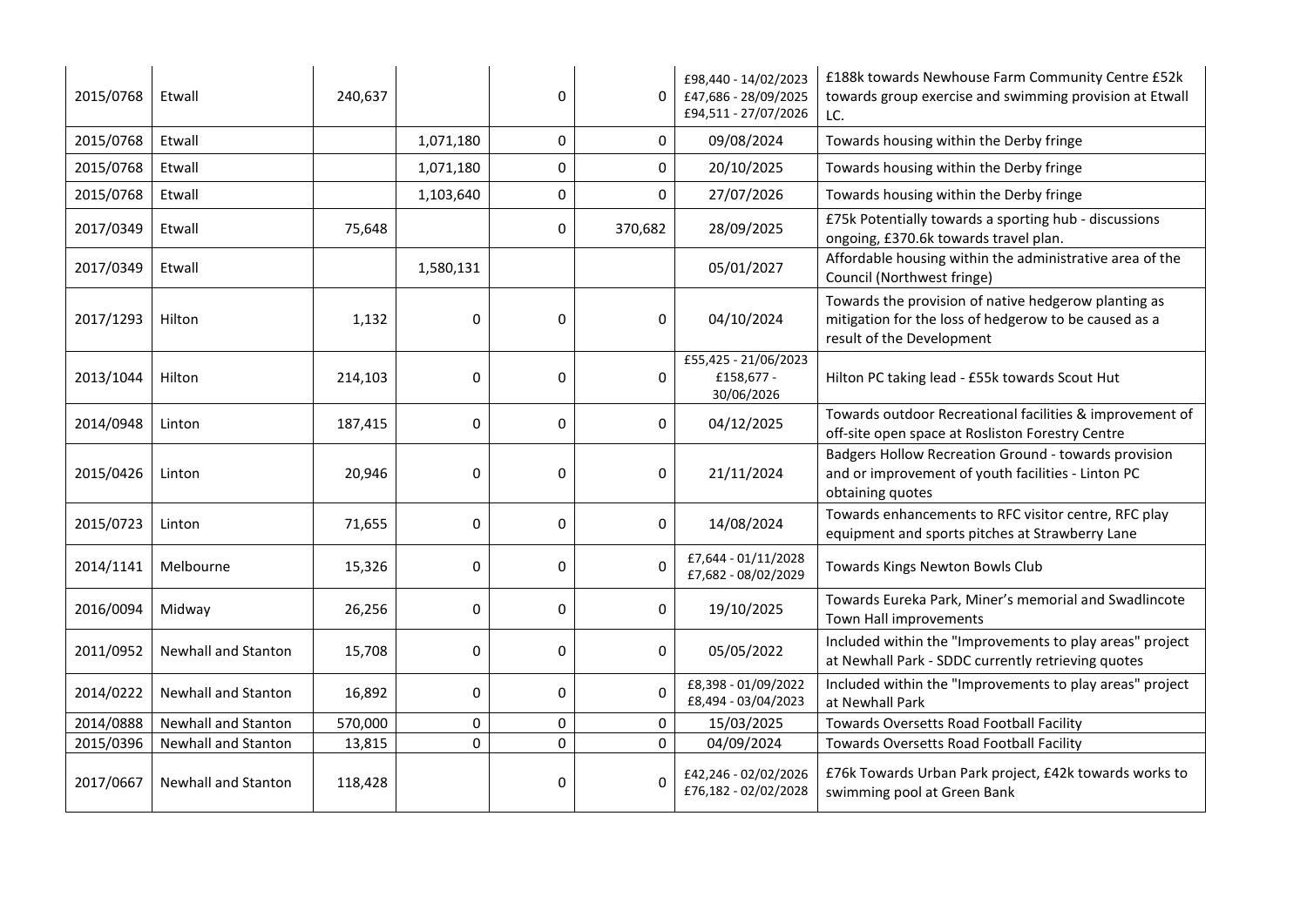| | | | | | | | |
|---|---|---|---|---|---|---|---|
| 2015/0768 | Etwall | 240,637 | | 0 | 0 | £98,440 - 14/02/2023 £47,686 - 28/09/2025 £94,511 - 27/07/2026 | £188k towards Newhouse Farm Community Centre £52k towards group exercise and swimming provision at Etwall LC. |
| 2015/0768 | Etwall | | 1,071,180 | 0 | 0 | 09/08/2024 | Towards housing within the Derby fringe |
| 2015/0768 | Etwall | | 1,071,180 | 0 | 0 | 20/10/2025 | Towards housing within the Derby fringe |
| 2015/0768 | Etwall | | 1,103,640 | 0 | 0 | 27/07/2026 | Towards housing within the Derby fringe |
| 2017/0349 | Etwall | 75,648 | | 0 | 370,682 | 28/09/2025 | £75k Potentially towards a sporting hub - discussions ongoing, £370.6k towards travel plan. |
| 2017/0349 | Etwall | | 1,580,131 | | | 05/01/2027 | Affordable housing within the administrative area of the Council (Northwest fringe) |
| 2017/1293 | Hilton | 1,132 | 0 | 0 | 0 | 04/10/2024 | Towards the provision of native hedgerow planting as mitigation for the loss of hedgerow to be caused as a result of the Development |
| 2013/1044 | Hilton | 214,103 | 0 | 0 | 0 | £55,425 - 21/06/2023 £158,677 - 30/06/2026 | Hilton PC taking lead - £55k towards Scout Hut |
| 2014/0948 | Linton | 187,415 | 0 | 0 | 0 | 04/12/2025 | Towards outdoor Recreational facilities & improvement of off-site open space at Rosliston Forestry Centre |
| 2015/0426 | Linton | 20,946 | 0 | 0 | 0 | 21/11/2024 | Badgers Hollow Recreation Ground - towards provision and or improvement of youth facilities - Linton PC obtaining quotes |
| 2015/0723 | Linton | 71,655 | 0 | 0 | 0 | 14/08/2024 | Towards enhancements to RFC visitor centre, RFC play equipment and sports pitches at Strawberry Lane |
| 2014/1141 | Melbourne | 15,326 | 0 | 0 | 0 | £7,644 - 01/11/2028 £7,682 - 08/02/2029 | Towards Kings Newton Bowls Club |
| 2016/0094 | Midway | 26,256 | 0 | 0 | 0 | 19/10/2025 | Towards Eureka Park, Miner's memorial and Swadlincote Town Hall improvements |
| 2011/0952 | Newhall and Stanton | 15,708 | 0 | 0 | 0 | 05/05/2022 | Included within the "Improvements to play areas" project at Newhall Park - SDDC currently retrieving quotes |
| 2014/0222 | Newhall and Stanton | 16,892 | 0 | 0 | 0 | £8,398 - 01/09/2022 £8,494 - 03/04/2023 | Included within the "Improvements to play areas" project at Newhall Park |
| 2014/0888 | Newhall and Stanton | 570,000 | 0 | 0 | 0 | 15/03/2025 | Towards Oversetts Road Football Facility |
| 2015/0396 | Newhall and Stanton | 13,815 | 0 | 0 | 0 | 04/09/2024 | Towards Oversetts Road Football Facility |
| 2017/0667 | Newhall and Stanton | 118,428 | | 0 | 0 | £42,246 - 02/02/2026 £76,182 - 02/02/2028 | £76k Towards Urban Park project, £42k towards works to swimming pool at Green Bank |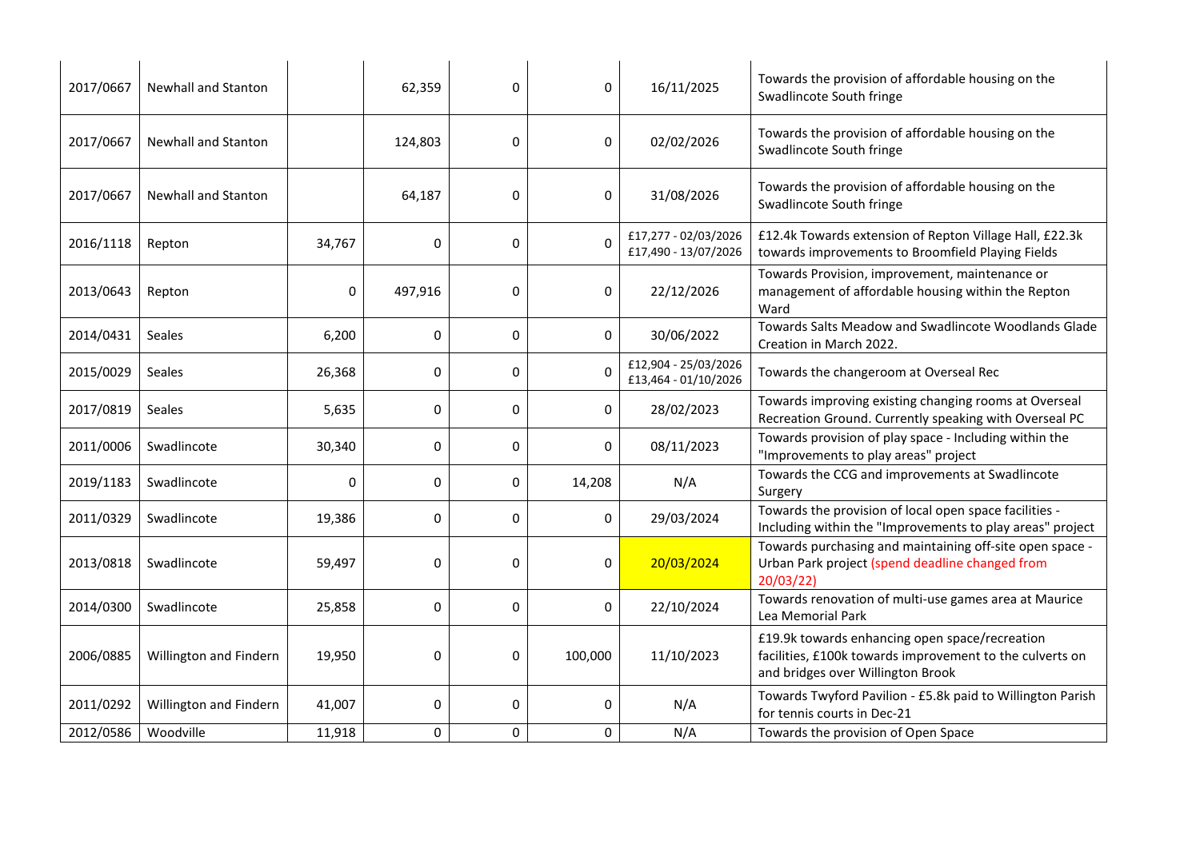| | | | | | | | |
|---|---|---|---|---|---|---|---|
| 2017/0667 | Newhall and Stanton | | 62,359 | 0 | 0 | 16/11/2025 | Towards the provision of affordable housing on the Swadlincote South fringe |
| 2017/0667 | Newhall and Stanton | | 124,803 | 0 | 0 | 02/02/2026 | Towards the provision of affordable housing on the Swadlincote South fringe |
| 2017/0667 | Newhall and Stanton | | 64,187 | 0 | 0 | 31/08/2026 | Towards the provision of affordable housing on the Swadlincote South fringe |
| 2016/1118 | Repton | 34,767 | 0 | 0 | 0 | £17,277 - 02/03/2026 £17,490 - 13/07/2026 | £12.4k Towards extension of Repton Village Hall, £22.3k towards improvements to Broomfield Playing Fields |
| 2013/0643 | Repton | 0 | 497,916 | 0 | 0 | 22/12/2026 | Towards Provision, improvement, maintenance or management of affordable housing within the Repton Ward |
| 2014/0431 | Seales | 6,200 | 0 | 0 | 0 | 30/06/2022 | Towards Salts Meadow and Swadlincote Woodlands Glade Creation in March 2022. |
| 2015/0029 | Seales | 26,368 | 0 | 0 | 0 | £12,904 - 25/03/2026 £13,464 - 01/10/2026 | Towards the changeroom at Overseal Rec |
| 2017/0819 | Seales | 5,635 | 0 | 0 | 0 | 28/02/2023 | Towards improving existing changing rooms at Overseal Recreation Ground. Currently speaking with Overseal PC |
| 2011/0006 | Swadlincote | 30,340 | 0 | 0 | 0 | 08/11/2023 | Towards provision of play space - Including within the "Improvements to play areas" project |
| 2019/1183 | Swadlincote | 0 | 0 | 0 | 14,208 | N/A | Towards the CCG and improvements at Swadlincote Surgery |
| 2011/0329 | Swadlincote | 19,386 | 0 | 0 | 0 | 29/03/2024 | Towards the provision of local open space facilities - Including within the "Improvements to play areas" project |
| 2013/0818 | Swadlincote | 59,497 | 0 | 0 | 0 | 20/03/2024 | Towards purchasing and maintaining off-site open space - Urban Park project (spend deadline changed from 20/03/22) |
| 2014/0300 | Swadlincote | 25,858 | 0 | 0 | 0 | 22/10/2024 | Towards renovation of multi-use games area at Maurice Lea Memorial Park |
| 2006/0885 | Willington and Findern | 19,950 | 0 | 0 | 100,000 | 11/10/2023 | £19.9k towards enhancing open space/recreation facilities, £100k towards improvement to the culverts on and bridges over Willington Brook |
| 2011/0292 | Willington and Findern | 41,007 | 0 | 0 | 0 | N/A | Towards Twyford Pavilion - £5.8k paid to Willington Parish for tennis courts in Dec-21 |
| 2012/0586 | Woodville | 11,918 | 0 | 0 | 0 | N/A | Towards the provision of Open Space |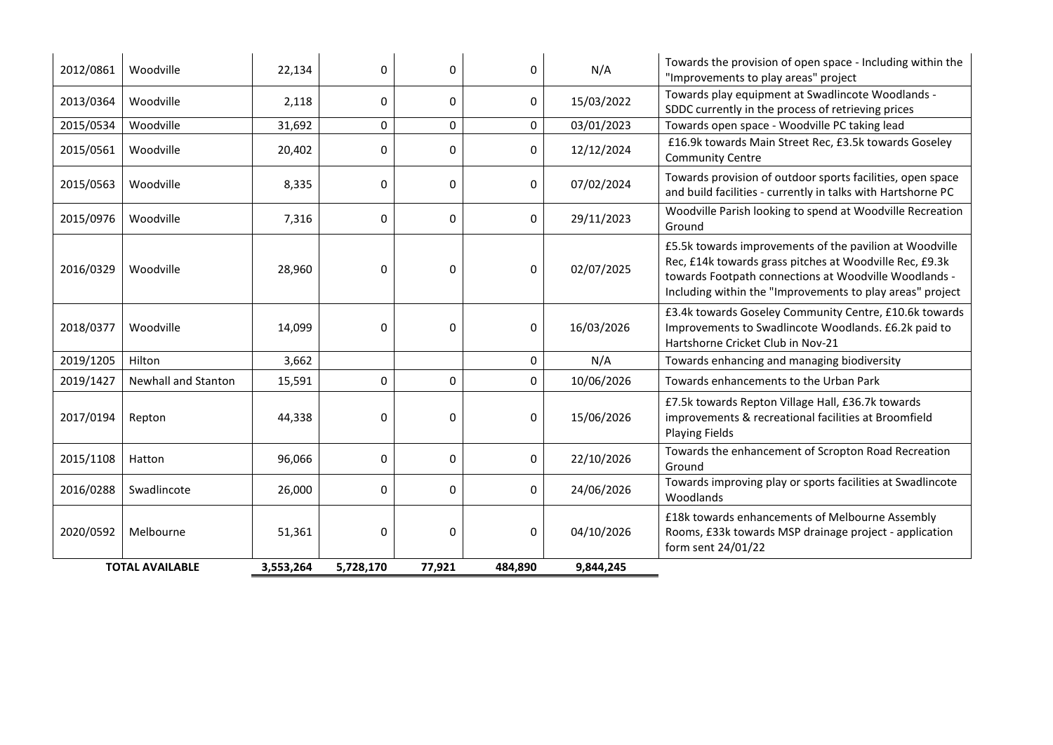| | | | | | | | |
|---|---|---|---|---|---|---|---|
| 2012/0861 | Woodville | 22,134 | 0 | 0 | 0 | N/A | Towards the provision of open space - Including within the "Improvements to play areas" project |
| 2013/0364 | Woodville | 2,118 | 0 | 0 | 0 | 15/03/2022 | Towards play equipment at Swadlincote Woodlands - SDDC currently in the process of retrieving prices |
| 2015/0534 | Woodville | 31,692 | 0 | 0 | 0 | 03/01/2023 | Towards open space - Woodville PC taking lead |
| 2015/0561 | Woodville | 20,402 | 0 | 0 | 0 | 12/12/2024 | £16.9k towards Main Street Rec, £3.5k towards Goseley Community Centre |
| 2015/0563 | Woodville | 8,335 | 0 | 0 | 0 | 07/02/2024 | Towards provision of outdoor sports facilities, open space and build facilities - currently in talks with Hartshorne PC |
| 2015/0976 | Woodville | 7,316 | 0 | 0 | 0 | 29/11/2023 | Woodville Parish looking to spend at Woodville Recreation Ground |
| 2016/0329 | Woodville | 28,960 | 0 | 0 | 0 | 02/07/2025 | £5.5k towards improvements of the pavilion at Woodville Rec, £14k towards grass pitches at Woodville Rec, £9.3k towards Footpath connections at Woodville Woodlands - Including within the "Improvements to play areas" project |
| 2018/0377 | Woodville | 14,099 | 0 | 0 | 0 | 16/03/2026 | £3.4k towards Goseley Community Centre, £10.6k towards Improvements to Swadlincote Woodlands. £6.2k paid to Hartshorne Cricket Club in Nov-21 |
| 2019/1205 | Hilton | 3,662 | | | 0 | N/A | Towards enhancing and managing biodiversity |
| 2019/1427 | Newhall and Stanton | 15,591 | 0 | 0 | 0 | 10/06/2026 | Towards enhancements to the Urban Park |
| 2017/0194 | Repton | 44,338 | 0 | 0 | 0 | 15/06/2026 | £7.5k towards Repton Village Hall, £36.7k towards improvements & recreational facilities at Broomfield Playing Fields |
| 2015/1108 | Hatton | 96,066 | 0 | 0 | 0 | 22/10/2026 | Towards the enhancement of Scropton Road Recreation Ground |
| 2016/0288 | Swadlincote | 26,000 | 0 | 0 | 0 | 24/06/2026 | Towards improving play or sports facilities at Swadlincote Woodlands |
| 2020/0592 | Melbourne | 51,361 | 0 | 0 | 0 | 04/10/2026 | £18k towards enhancements of Melbourne Assembly Rooms, £33k towards MSP drainage project - application form sent 24/01/22 |
| **TOTAL AVAILABLE** | | **3,553,264** | **5,728,170** | **77,921** | **484,890** | **9,844,245** | |